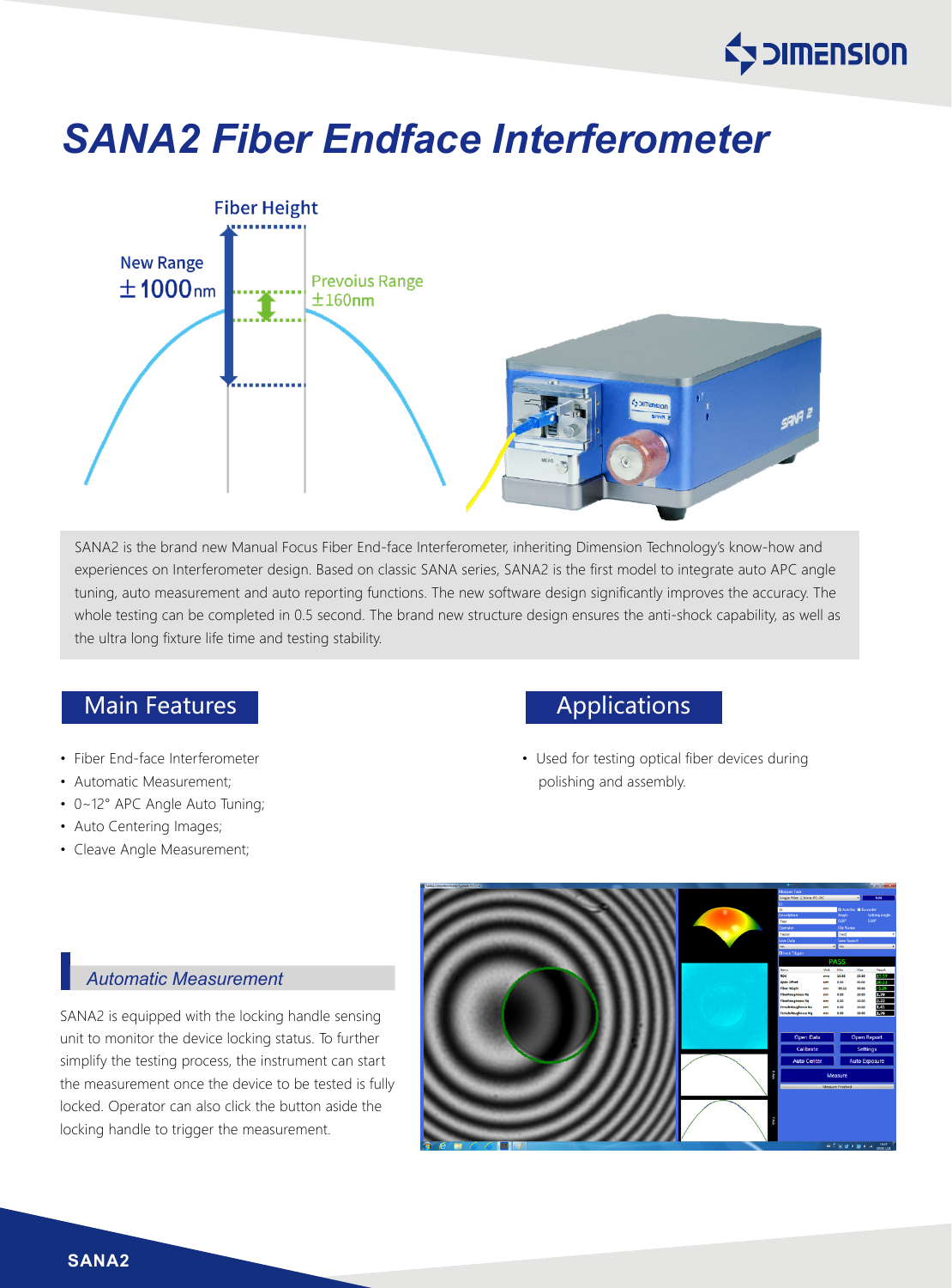# SANA2 Fiber Endface Interferometer

Fiber Height

New Range ±1000nm

Prevoius Range ±160nm

SANA2 is the brand new Manual Focus Fiber End-face Interferometer, inheriting Dimension Technology's know-how and experiences on Interferometer design. Based on classic SANA series, SANA2 is the first model to integrate auto APC angle tuning, auto measurement and auto reporting functions. The new software design significantly improves the accuracy. The whole testing can be completed in 0.5 second. The brand new structure design ensures the anti-shock capability, as well as the ultra long fixture life time and testing stability.

## Main Features

- Fiber End-face Interferometer
- Automatic Measurement;
- 0~12° APC Angle Auto Tuning;
- Auto Centering Images;
- Cleave Angle Measurement;

## Applications

- Used for testing optical fiber devices during polishing and assembly.

### *Automatic Measurement*

SANA2 is equipped with the locking handle sensing unit to monitor the device locking status. To further simplify the testing process, the instrument can start the measurement once the device to be tested is fully locked. Operator can also click the button aside the locking handle to trigger the measurement.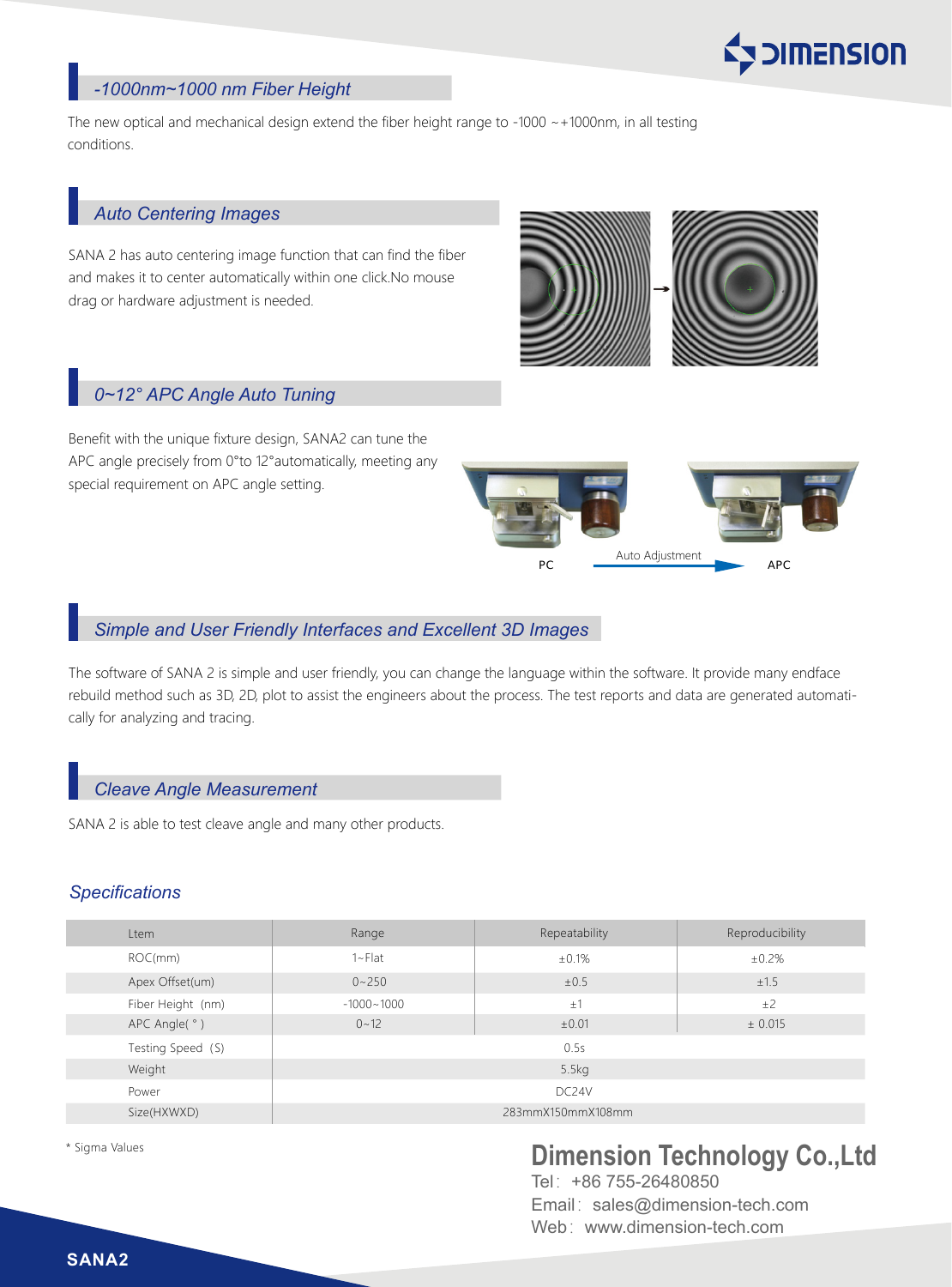## -1000nm~1000 nm Fiber Height

The new optical and mechanical design extend the fiber height range to -1000 ~+1000nm, in all testing conditions.

## Auto Centering Images

SANA 2 has auto centering image function that can find the fiber and makes it to center automatically within one click.No mouse drag or hardware adjustment is needed.

## 0~12° APC Angle Auto Tuning

Benefit with the unique fixture design, SANA2 can tune the APC angle precisely from 0°to 12°automatically, meeting any special requirement on APC angle setting.

PC

Auto Adjustment

APC

## Simple and User Friendly Interfaces and Excellent 3D Images

The software of SANA 2 is simple and user friendly, you can change the language within the software. It provide many endface rebuild method such as 3D, 2D, plot to assist the engineers about the process. The test reports and data are generated automatically for analyzing and tracing.

## Cleave Angle Measurement

SANA 2 is able to test cleave angle and many other products.

## Specifications

| Ltem | Range | Repeatability | Reproducibility |
|---|---|---|---|
| ROC(mm) | 1~Flat | ±0.1% | ±0.2% |
| Apex Offset(um) | 0~250 | ±0.5 | ±1.5 |
| Fiber Height (nm) | -1000~1000 | ±1 | ±2 |
| APC Angle( ° ) | 0~12 | ±0.01 | ± 0.015 |
| Testing Speed (S) | 0.5s | | |
| Weight | 5.5kg | | |
| Power | DC24V | | |
| Size(HXWXD) | 283mmX150mmX108mm | | |

\* Sigma Values

**Dimension Technology Co.,Ltd**

Tel: +86 755-26480850

Email: sales@dimension-tech.com

Web: www.dimension-tech.com

**SANA2**